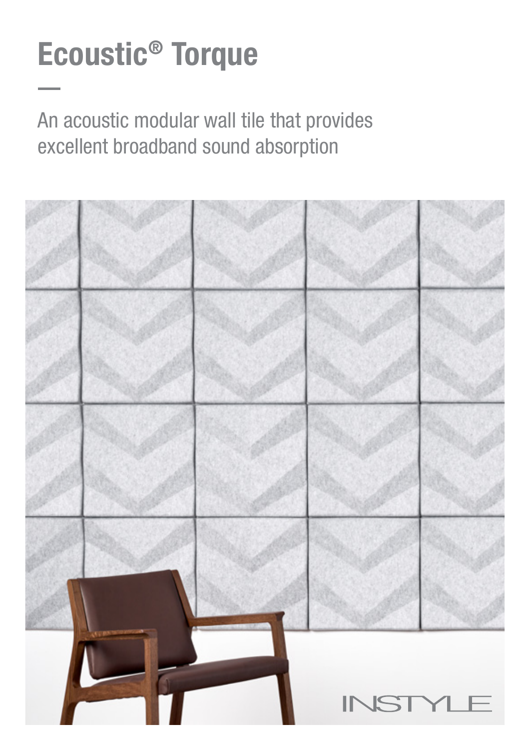# Ecoustic® Torque

An acoustic modular wall tile that provides excellent broadband sound absorption

INSTYLE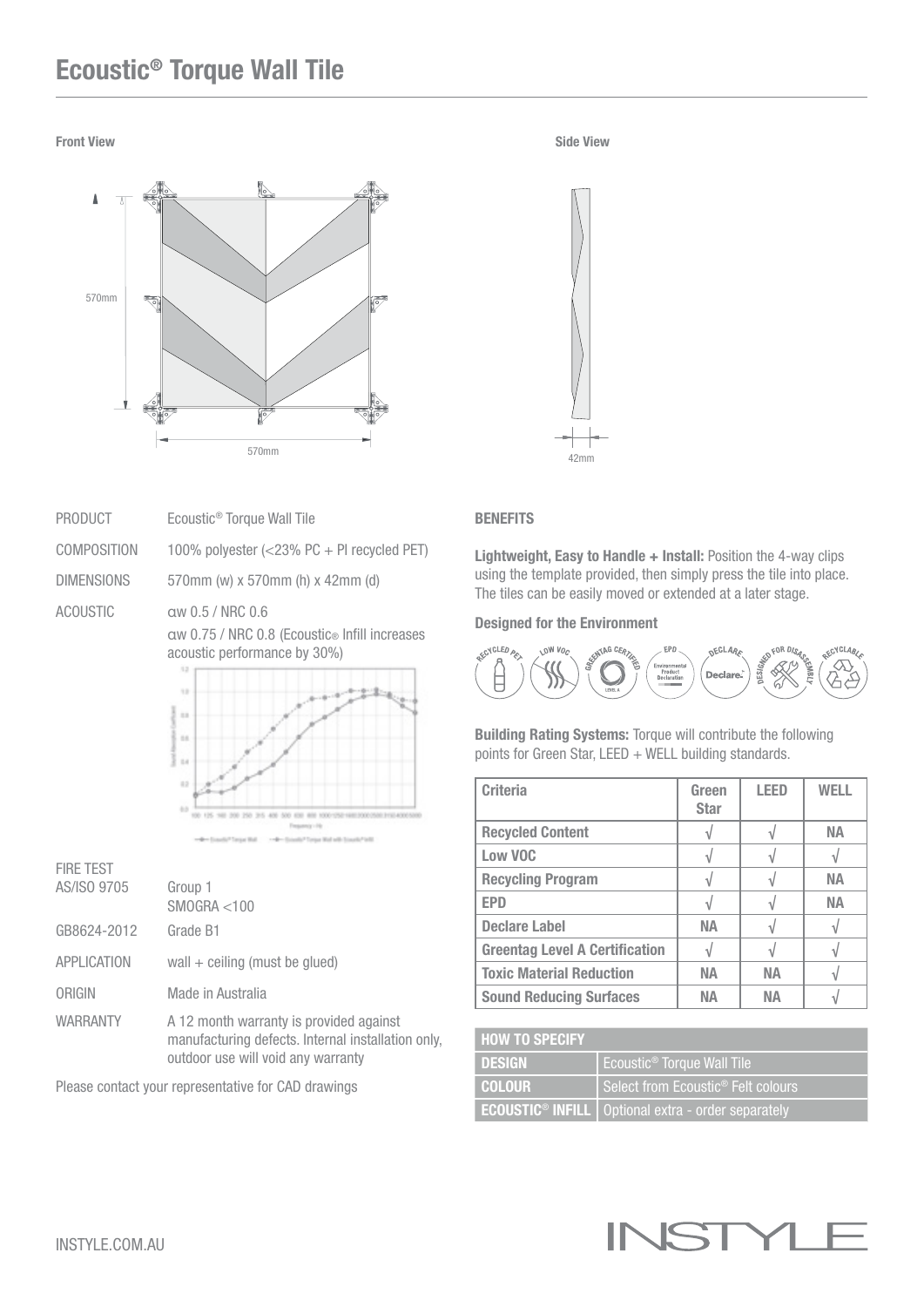# Ecoustic® Torque Wall Tile

**Front View**

570mm

570mm

**Side View**

42mm

| | |
|---|---|
| PRODUCT | Ecoustic® Torque Wall Tile |
| COMPOSITION | 100% polyester (<23% PC + PI recycled PET) |
| DIMENSIONS | 570mm (w) x 570mm (h) x 42mm (d) |
| ACOUSTIC | αw 0.5 / NRC 0.6<br>αw 0.75 / NRC 0.8 (Ecoustic® Infill increases acoustic performance by 30%) |

| | |
|---|---|
| FIRE TEST AS/ISO 9705 | Group 1<br>SMOGRA <100 |
| GB8624-2012 | Grade B1 |
| APPLICATION | wall + ceiling (must be glued) |
| ORIGIN | Made in Australia |
| WARRANTY | A 12 month warranty is provided against manufacturing defects. Internal installation only, outdoor use will void any warranty |

Please contact your representative for CAD drawings

### BENEFITS

**Lightweight, Easy to Handle + Install:** Position the 4-way clips using the template provided, then simply press the tile into place. The tiles can be easily moved or extended at a later stage.

**Designed for the Environment**

RECYCLED PET · LOW VOC · GREENTAG CERTIFIED · EPD · DECLARE · DESIGNED FOR DISASSEMBLY · RECYCLABLE

**Building Rating Systems:** Torque will contribute the following points for Green Star, LEED + WELL building standards.

| Criteria | Green Star | LEED | WELL |
|---|---|---|---|
| Recycled Content | √ | √ | NA |
| Low VOC | √ | √ | √ |
| Recycling Program | √ | √ | NA |
| EPD | √ | √ | NA |
| Declare Label | NA | √ | √ |
| Greentag Level A Certification | √ | √ | √ |
| Toxic Material Reduction | NA | NA | √ |
| Sound Reducing Surfaces | NA | NA | √ |

| HOW TO SPECIFY | |
|---|---|
| DESIGN | Ecoustic® Torque Wall Tile |
| COLOUR | Select from Ecoustic® Felt colours |
| ECOUSTIC® INFILL | Optional extra - order separately |

INSTYLE.COM.AU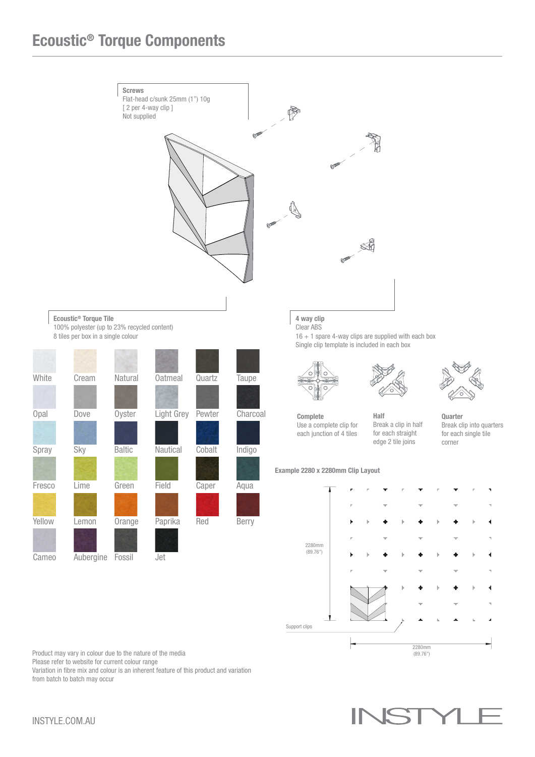# Ecoustic® Torque Components

**Screws**
Flat-head c/sunk 25mm (1") 10g
[ 2 per 4-way clip ]
Not supplied

**Ecoustic® Torque Tile**
100% polyester (up to 23% recycled content)
8 tiles per box in a single colour

| | | | | | |
|---|---|---|---|---|---|
| White | Cream | Natural | Oatmeal | Quartz | Taupe |
| Opal | Dove | Oyster | Light Grey | Pewter | Charcoal |
| Spray | Sky | Baltic | Nautical | Cobalt | Indigo |
| Fresco | Lime | Green | Field | Caper | Aqua |
| Yellow | Lemon | Orange | Paprika | Red | Berry |
| Cameo | Aubergine | Fossil | Jet | | |

**4 way clip**
Clear ABS
16 + 1 spare 4-way clips are supplied with each box
Single clip template is included in each box

**Complete**
Use a complete clip for each junction of 4 tiles

**Half**
Break a clip in half for each straight edge 2 tile joins

**Quarter**
Break clip into quarters for each single tile corner

**Example 2280 x 2280mm Clip Layout**

2280mm
(89.76")

Support clips

2280mm
(89.76")

Product may vary in colour due to the nature of the media
Please refer to website for current colour range
Variation in fibre mix and colour is an inherent feature of this product and variation from batch to batch may occur

INSTYLE.COM.AU

INSTYLE